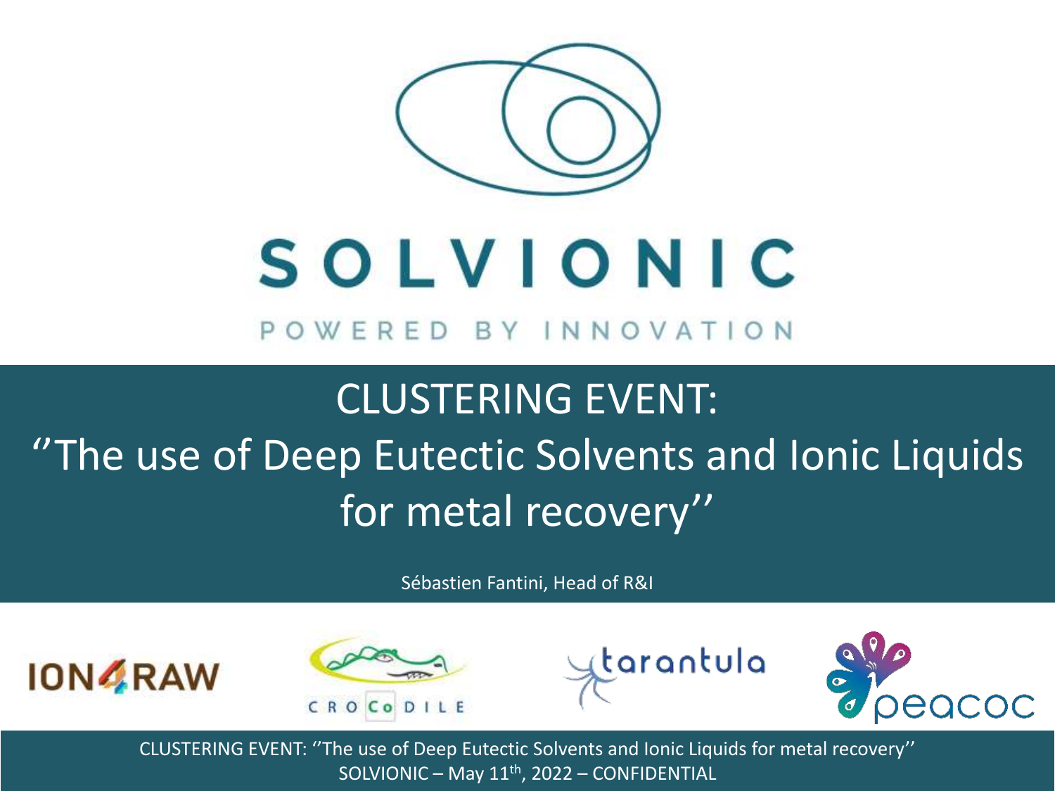# SOLVIONIC

POWERED BY INNOVATION

## CLUSTERING EVENT: ''The use of Deep Eutectic Solvents and Ionic Liquids for metal recovery''

Sébastien Fantini, Head of R&I

ION4RAW

CROCoDILE

tarantula

peacoc

CLUSTERING EVENT: ''The use of Deep Eutectic Solvents and Ionic Liquids for metal recovery''
SOLVIONIC – May 11th, 2022 – CONFIDENTIAL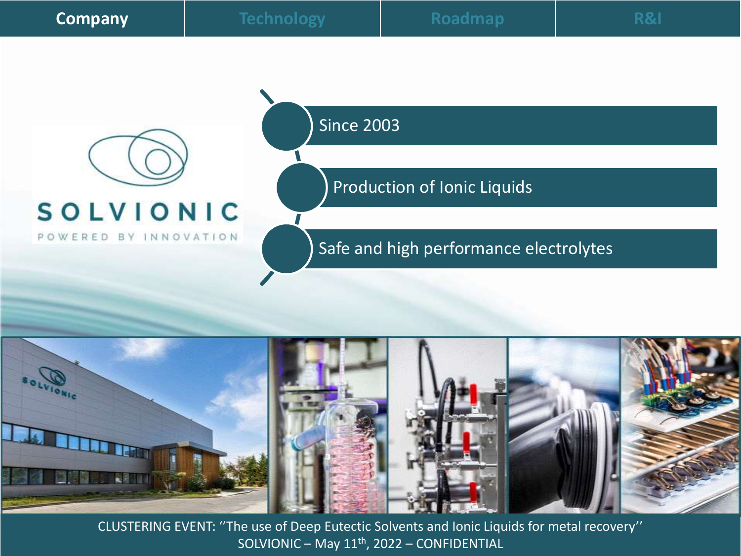Company | Technology | Roadmap | R&I

SOLVIONIC

POWERED BY INNOVATION

- Since 2003
- Production of Ionic Liquids
- Safe and high performance electrolytes

CLUSTERING EVENT: ''The use of Deep Eutectic Solvents and Ionic Liquids for metal recovery''

SOLVIONIC – May 11th, 2022 – CONFIDENTIAL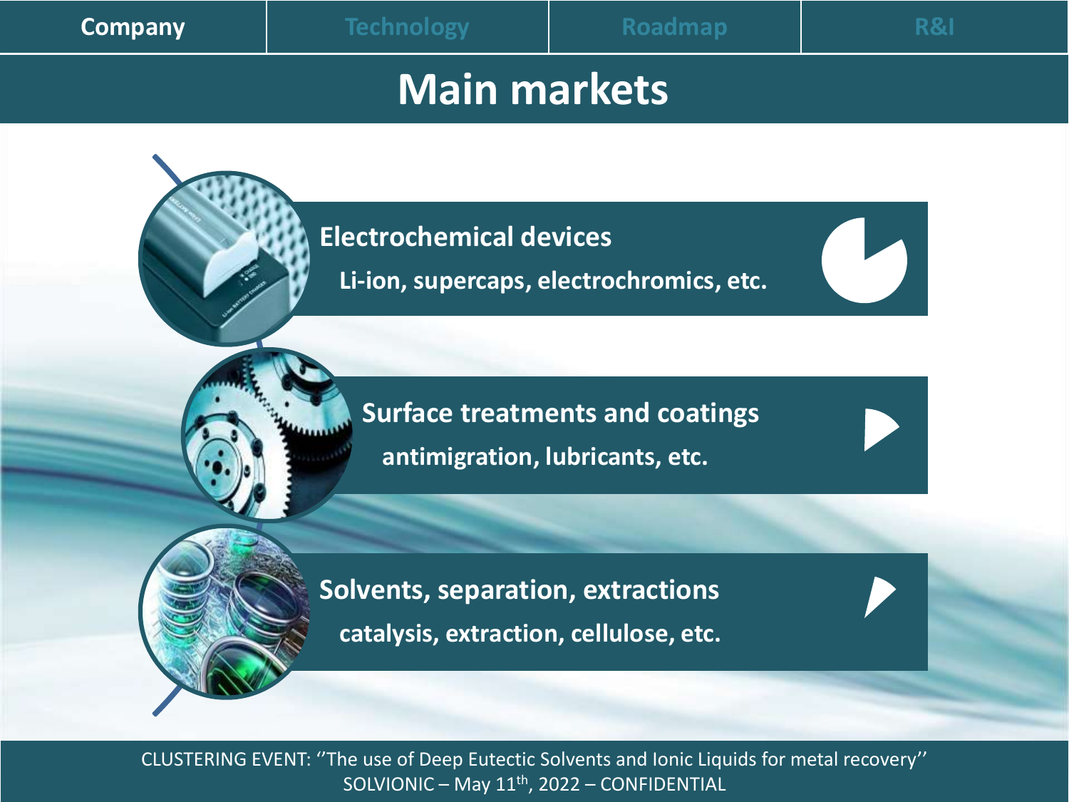Company | Technology | Roadmap | R&I

# Main markets

## Electrochemical devices

Li-ion, supercaps, electrochromics, etc.

## Surface treatments and coatings

antimigration, lubricants, etc.

## Solvents, separation, extractions

catalysis, extraction, cellulose, etc.

CLUSTERING EVENT: ''The use of Deep Eutectic Solvents and Ionic Liquids for metal recovery''
SOLVIONIC – May 11th, 2022 – CONFIDENTIAL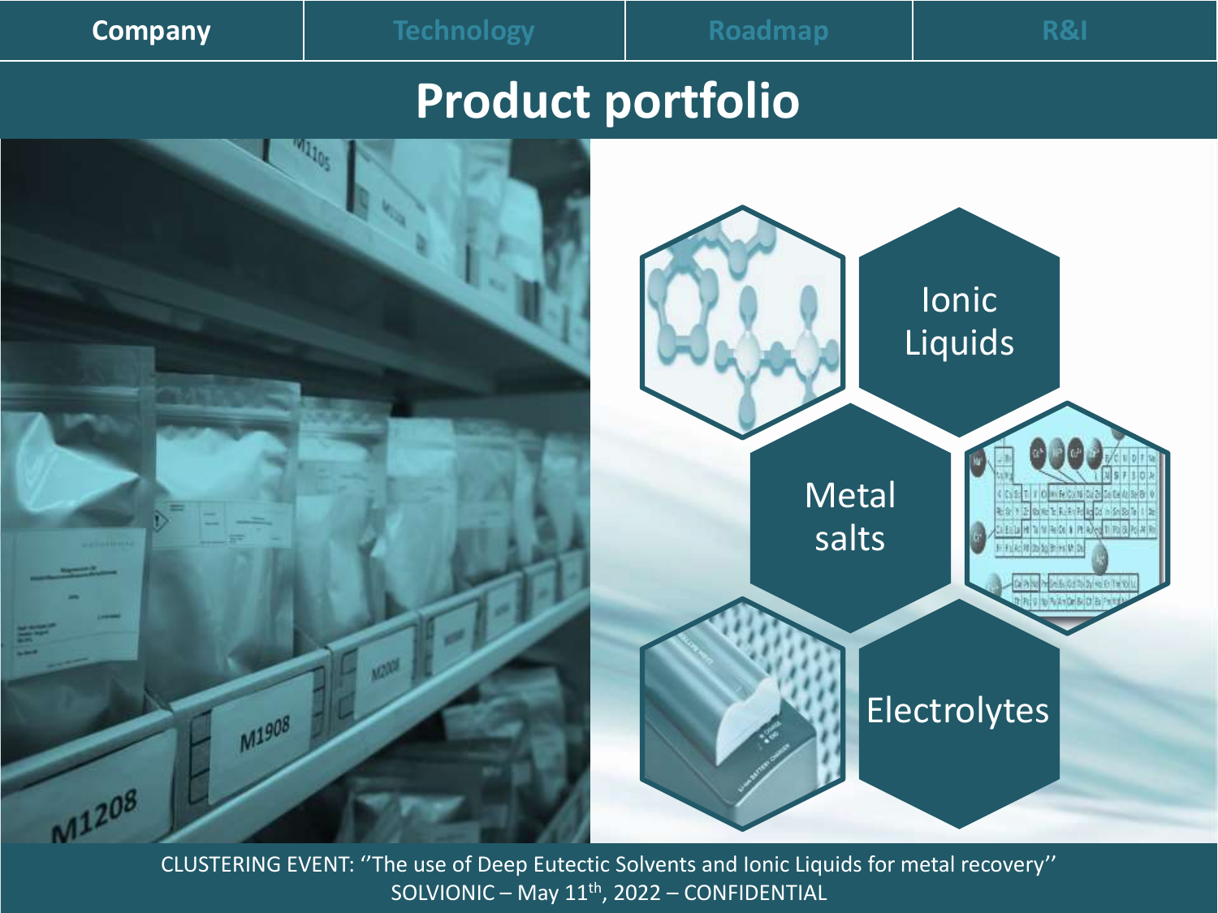Company | Technology | Roadmap | R&I

# Product portfolio

Ionic Liquids

Metal salts

Electrolytes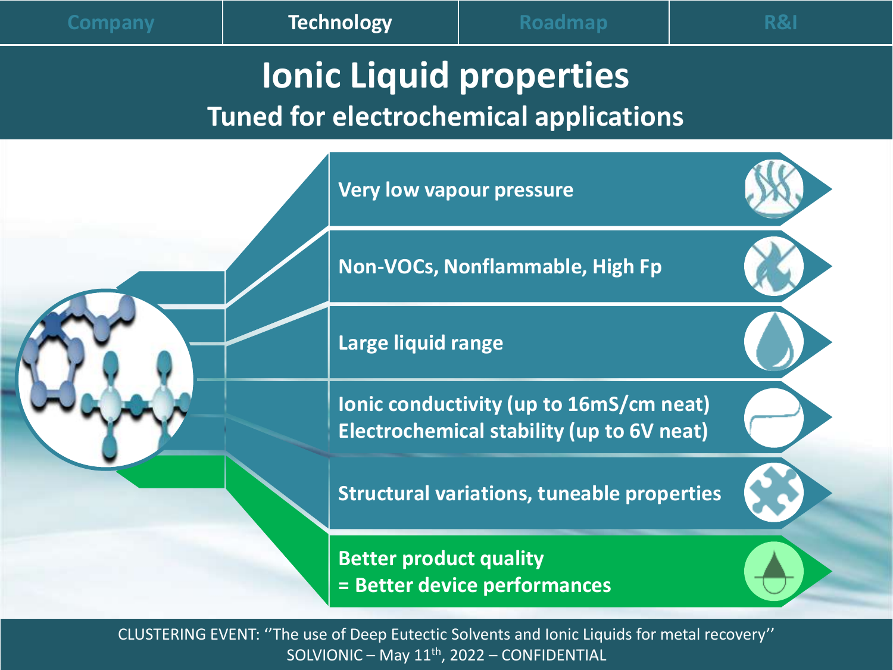# Ionic Liquid properties

## Tuned for electrochemical applications

- **Very low vapour pressure**
- **Non-VOCs, Nonflammable, High Fp**
- **Large liquid range**
- **Ionic conductivity (up to 16mS/cm neat)**
  **Electrochemical stability (up to 6V neat)**
- **Structural variations, tuneable properties**
- **Better product quality**
  **= Better device performances**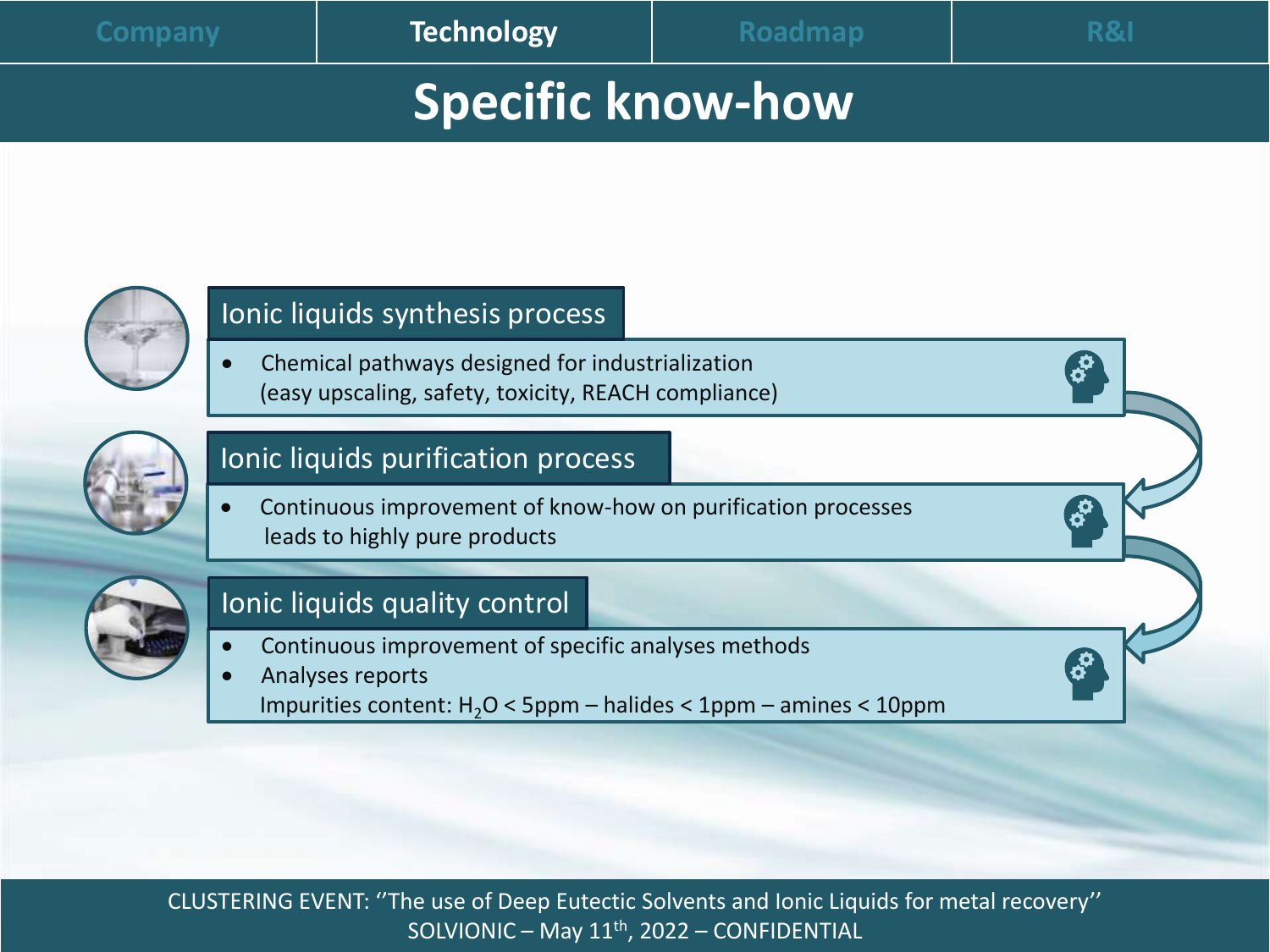# Specific know-how

## Ionic liquids synthesis process

- Chemical pathways designed for industrialization (easy upscaling, safety, toxicity, REACH compliance)

## Ionic liquids purification process

- Continuous improvement of know-how on purification processes leads to highly pure products

## Ionic liquids quality control

- Continuous improvement of specific analyses methods
- Analyses reports
  Impurities content: $H_2O$ < 5ppm – halides < 1ppm – amines < 10ppm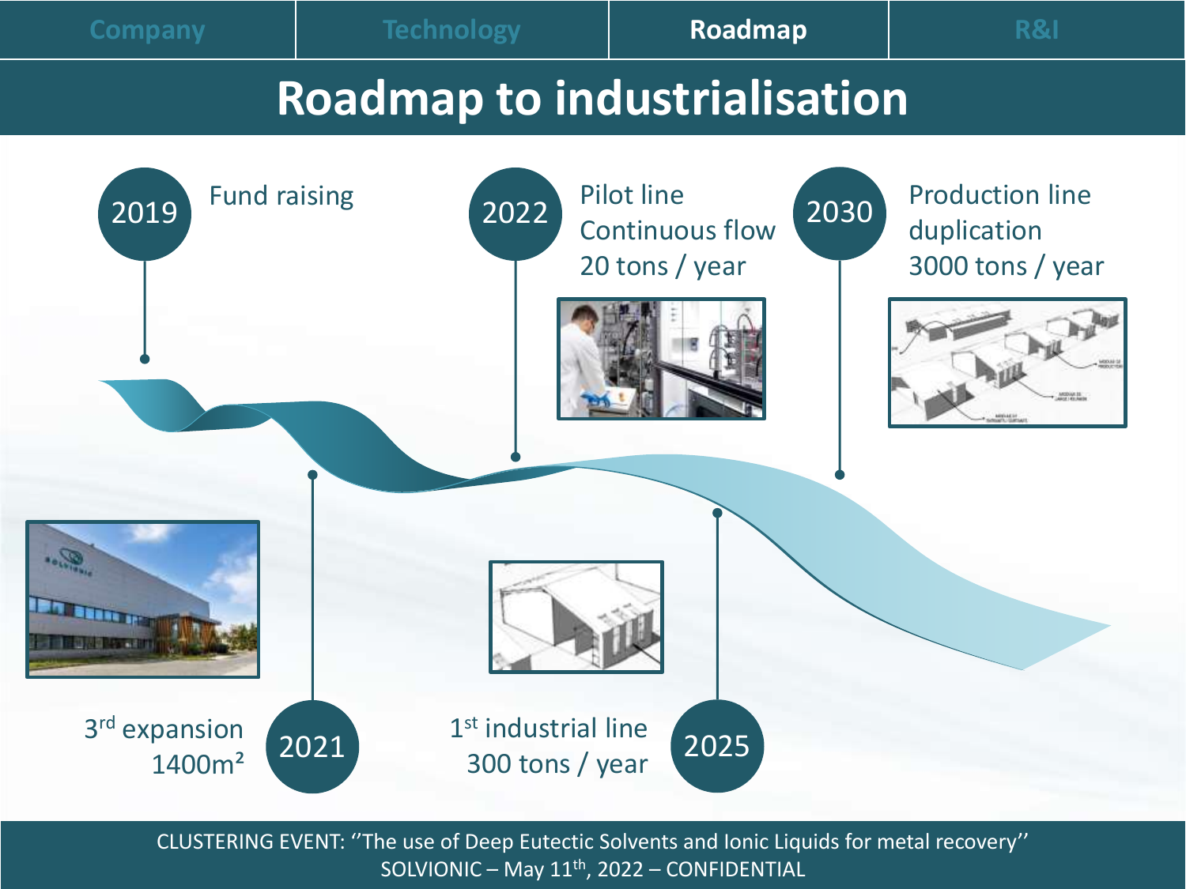# Roadmap to industrialisation

**2019** – Fund raising

**2021** – 3rd expansion 1400m²

**2022** – Pilot line Continuous flow 20 tons / year

**2025** – 1st industrial line 300 tons / year

**2030** – Production line duplication 3000 tons / year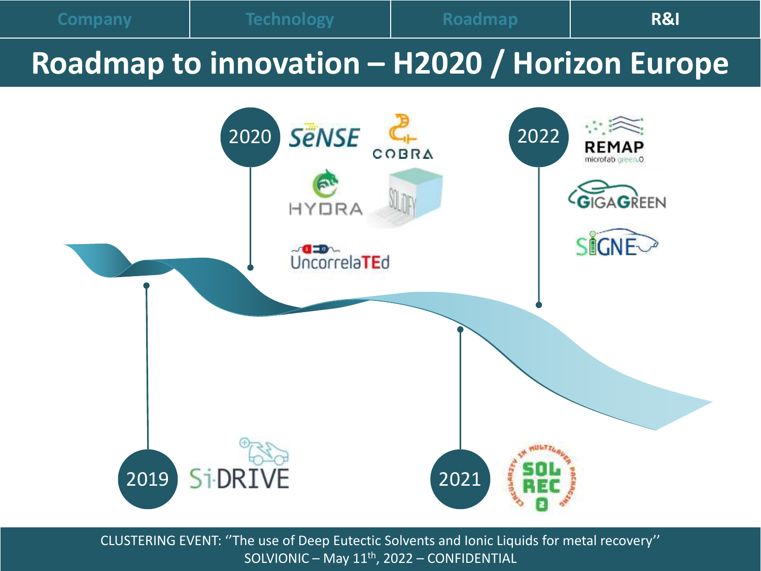Company | Technology | Roadmap | **R&I**

# Roadmap to innovation – H2020 / Horizon Europe

- **2019**
  - Si-DRIVE
- **2020**
  - SeNSE
  - COBRA
  - HYDRA
  - SOLiDIFY
  - UncorrelaTEd
- **2021**
  - SOLREC2 (Circularity in multilayer packaging)
- **2022**
  - REMAP (microfab green.0)
  - GIGAGREEN
  - SIGNE

CLUSTERING EVENT: ''The use of Deep Eutectic Solvents and Ionic Liquids for metal recovery''
SOLVIONIC – May 11th, 2022 – CONFIDENTIAL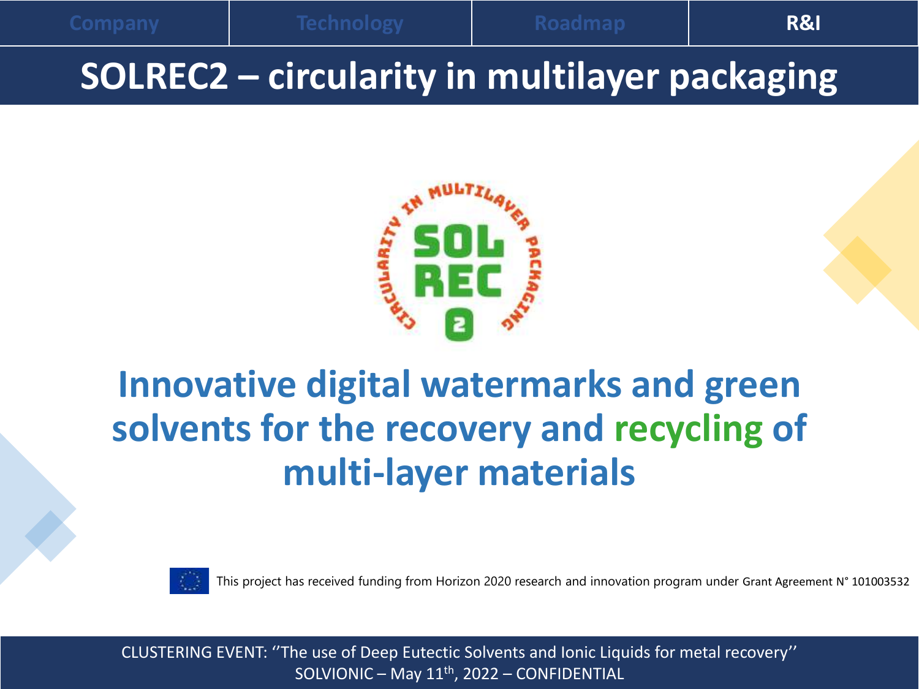Company | Technology | Roadmap | **R&I**

# SOLREC2 – circularity in multilayer packaging

## Innovative digital watermarks and green solvents for the recovery and recycling of multi-layer materials

This project has received funding from Horizon 2020 research and innovation program under Grant Agreement N° 101003532

CLUSTERING EVENT: ''The use of Deep Eutectic Solvents and Ionic Liquids for metal recovery''
SOLVIONIC – May 11th, 2022 – CONFIDENTIAL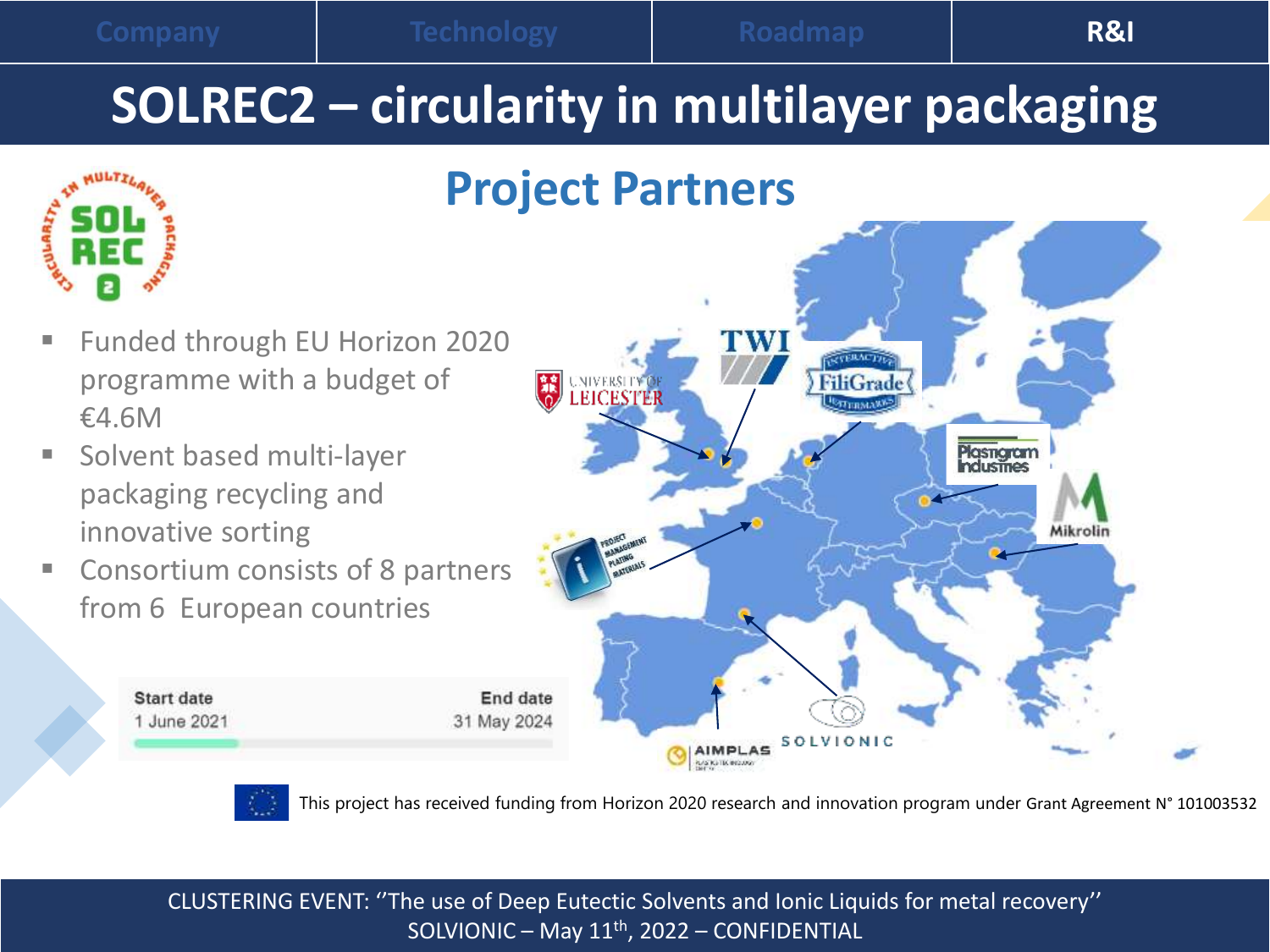# SOLREC2 – circularity in multilayer packaging

## Project Partners

- Funded through EU Horizon 2020 programme with a budget of €4.6M
- Solvent based multi-layer packaging recycling and innovative sorting
- Consortium consists of 8 partners from 6 European countries

| Start date | End date |
| --- | --- |
| 1 June 2021 | 31 May 2024 |

This project has received funding from Horizon 2020 research and innovation program under Grant Agreement N° 101003532

CLUSTERING EVENT: ''The use of Deep Eutectic Solvents and Ionic Liquids for metal recovery''
SOLVIONIC – May 11th, 2022 – CONFIDENTIAL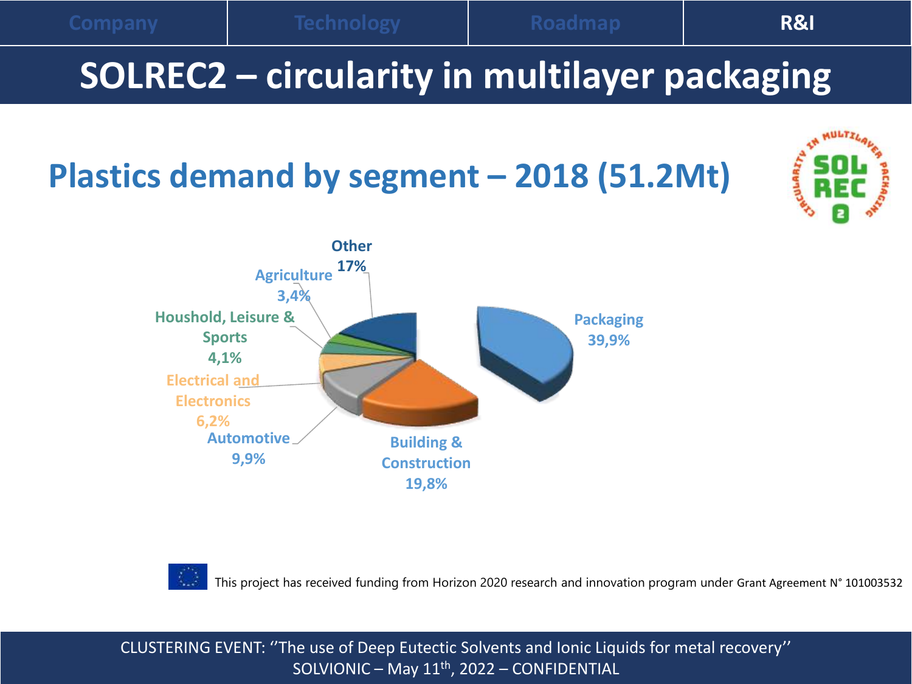# SOLREC2 – circularity in multilayer packaging

## Plastics demand by segment – 2018 (51.2Mt)

- Packaging 39,9%
- Building & Construction 19,8%
- Automotive 9,9%
- Electrical and Electronics 6,2%
- Houshold, Leisure & Sports 4,1%
- Agriculture 3,4%
- Other 17%

This project has received funding from Horizon 2020 research and innovation program under Grant Agreement N° 101003532

CLUSTERING EVENT: ''The use of Deep Eutectic Solvents and Ionic Liquids for metal recovery''
SOLVIONIC – May 11th, 2022 – CONFIDENTIAL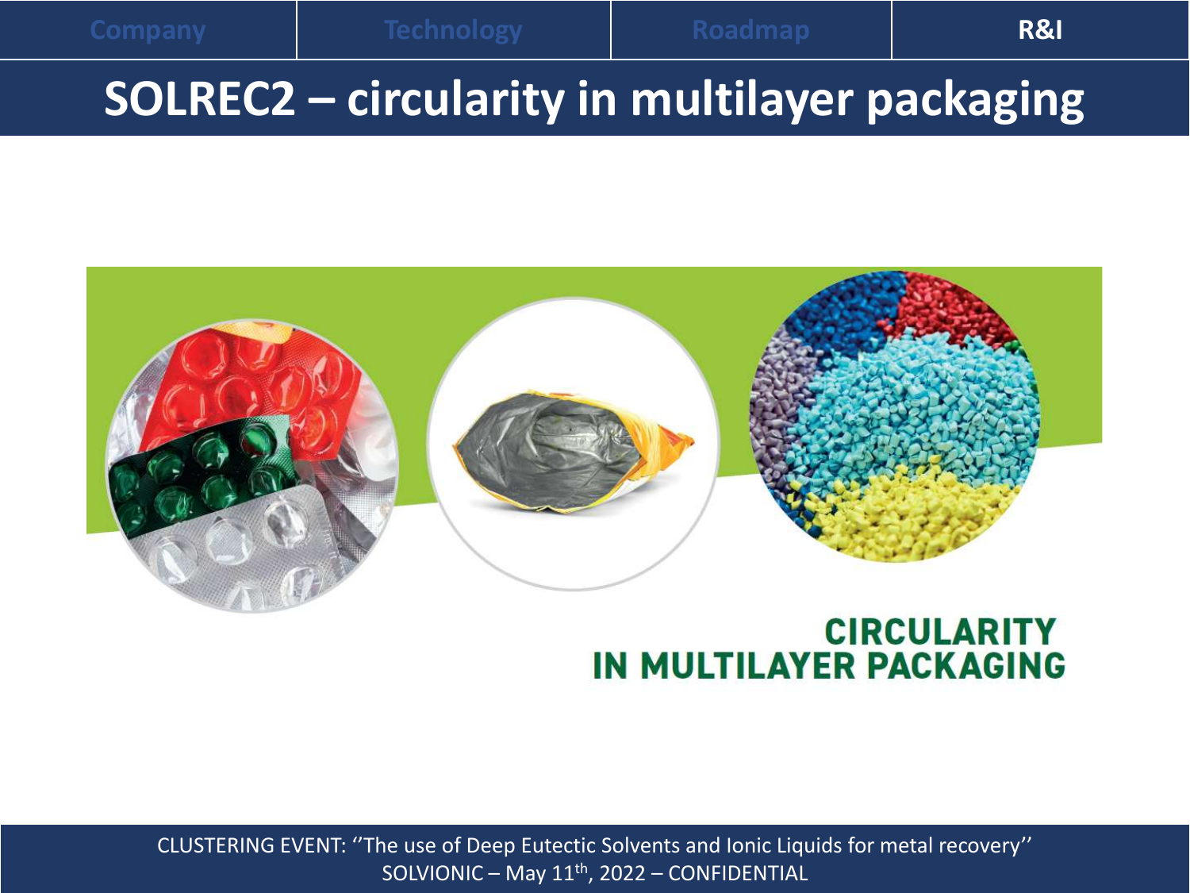# SOLREC2 – circularity in multilayer packaging

CIRCULARITY IN MULTILAYER PACKAGING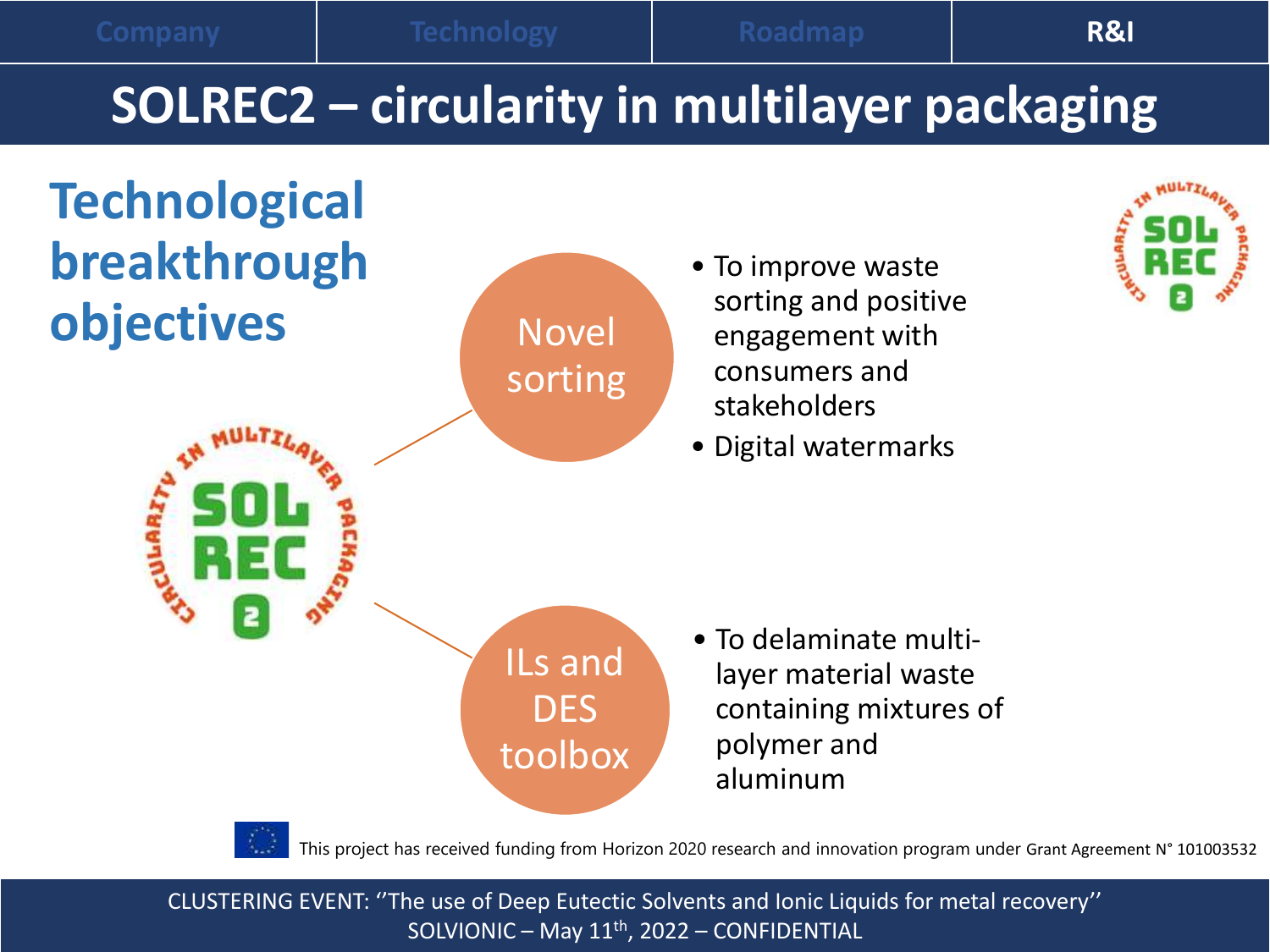# SOLREC2 – circularity in multilayer packaging

## Technological breakthrough objectives

**Novel sorting**

- To improve waste sorting and positive engagement with consumers and stakeholders
- Digital watermarks

**ILs and DES toolbox**

- To delaminate multi-layer material waste containing mixtures of polymer and aluminum

This project has received funding from Horizon 2020 research and innovation program under Grant Agreement N° 101003532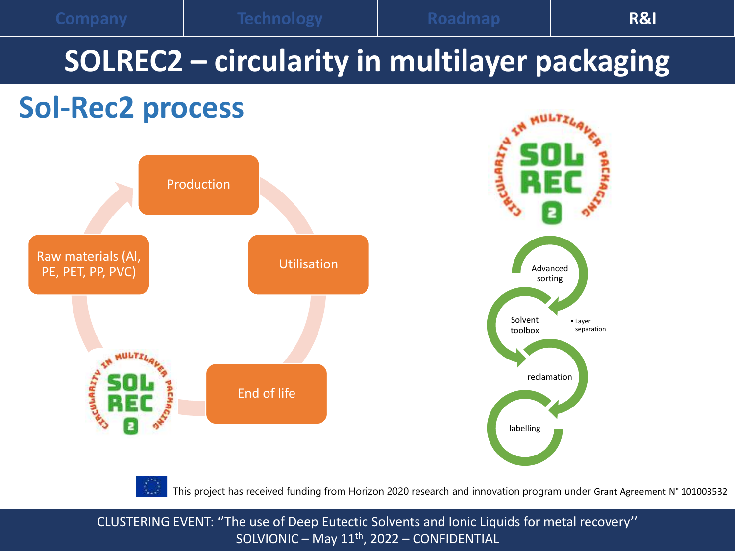# SOLREC2 – circularity in multilayer packaging

## Sol-Rec2 process

- Production
- Utilisation
- End of life
- Raw materials (Al, PE, PET, PP, PVC)

CIRCULARITY IN MULTILAYER PACKAGING — SOL REC 2

- Advanced sorting
- Solvent toolbox
  - Layer separation
- reclamation
- labelling

This project has received funding from Horizon 2020 research and innovation program under Grant Agreement N° 101003532

CLUSTERING EVENT: ''The use of Deep Eutectic Solvents and Ionic Liquids for metal recovery''
SOLVIONIC – May 11th, 2022 – CONFIDENTIAL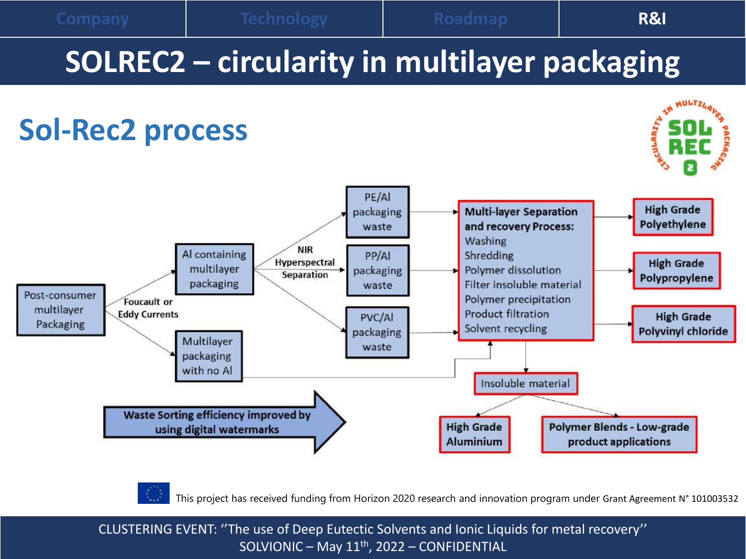# SOLREC2 – circularity in multilayer packaging

## Sol-Rec2 process

- Post-consumer multilayer Packaging
  - Foucault or Eddy Currents
    - Al containing multilayer packaging
      - NIR Hyperspectral Separation
        - PE/Al packaging waste
        - PP/Al packaging waste
        - PVC/Al packaging waste
    - Multilayer packaging with no Al

**Multi-layer Separation and recovery Process:**
- Washing
- Shredding
- Polymer dissolution
- Filter insoluble material
- Polymer precipitation
- Product filtration
- Solvent recycling

Outputs:
- **High Grade Polyethylene**
- **High Grade Polypropylene**
- **High Grade Polyvinyl chloride**
- Insoluble material
  - **High Grade Aluminium**
  - **Polymer Blends - Low-grade product applications**

**Waste Sorting efficiency improved by using digital watermarks**

This project has received funding from Horizon 2020 research and innovation program under Grant Agreement N° 101003532

CLUSTERING EVENT: ''The use of Deep Eutectic Solvents and Ionic Liquids for metal recovery''
SOLVIONIC – May 11th, 2022 – CONFIDENTIAL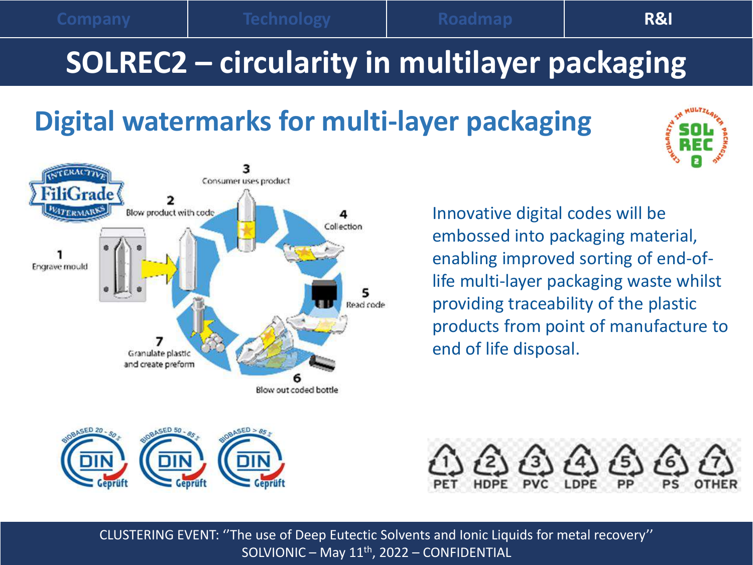# SOLREC2 – circularity in multilayer packaging

## Digital watermarks for multi-layer packaging

1 Engrave mould

2 Blow product with code

3 Consumer uses product

4 Collection

5 Read code

6 Blow out coded bottle

7 Granulate plastic and create preform

Innovative digital codes will be embossed into packaging material, enabling improved sorting of end-of-life multi-layer packaging waste whilst providing traceability of the plastic products from point of manufacture to end of life disposal.

BIOBASED 20 - 50 % DIN Geprüft | BIOBASED 50 - 85 % DIN Geprüft | BIOBASED > 85 % DIN Geprüft

1 PET | 2 HDPE | 3 PVC | 4 LDPE | 5 PP | 6 PS | 7 OTHER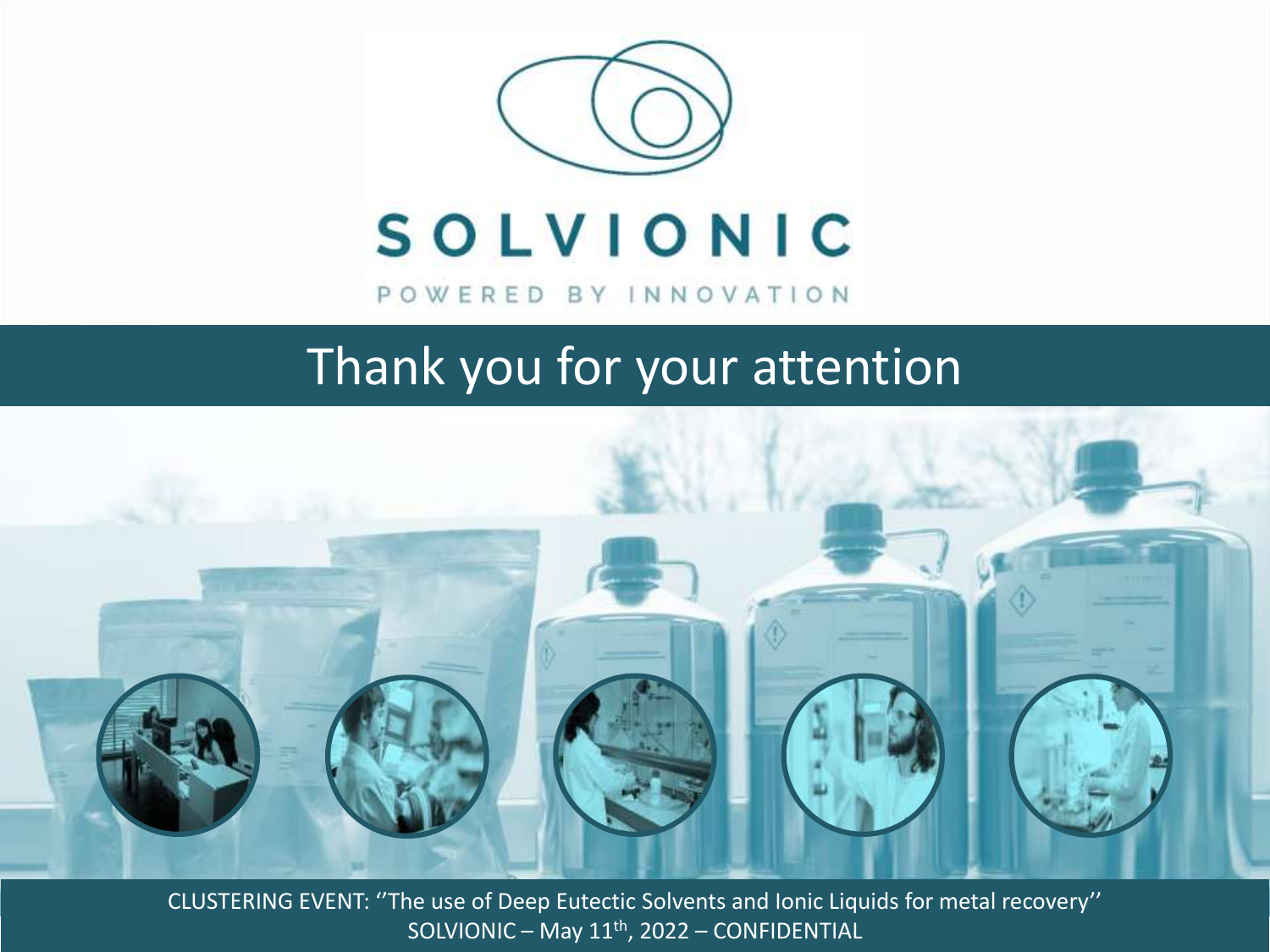SOLVIONIC

POWERED BY INNOVATION

# Thank you for your attention

CLUSTERING EVENT: ''The use of Deep Eutectic Solvents and Ionic Liquids for metal recovery''
SOLVIONIC – May 11th, 2022 – CONFIDENTIAL